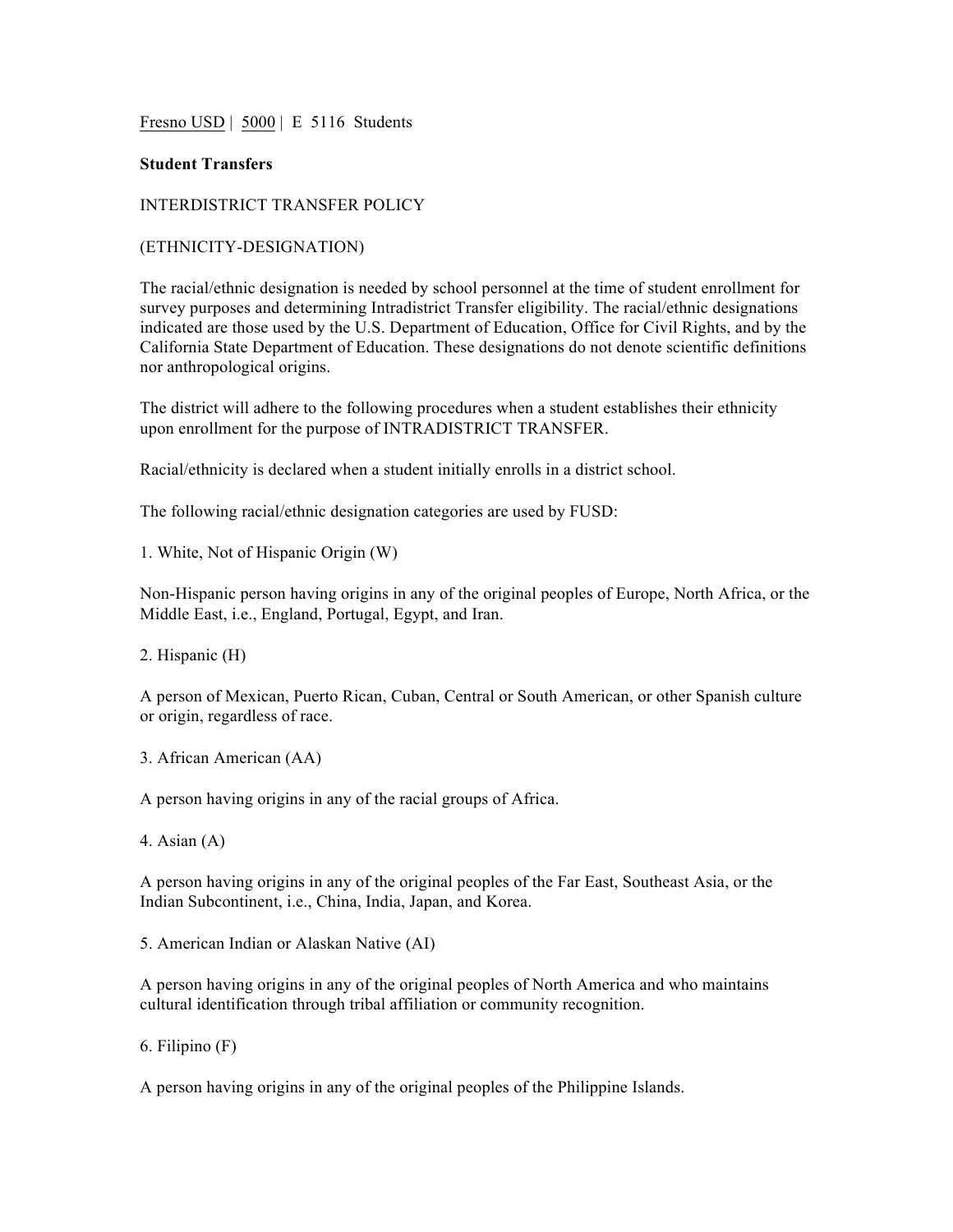Fresno USD | 5000 | E 5116 Students

**Student Transfers**

INTERDISTRICT TRANSFER POLICY

(ETHNICITY-DESIGNATION)

The racial/ethnic designation is needed by school personnel at the time of student enrollment for survey purposes and determining Intradistrict Transfer eligibility. The racial/ethnic designations indicated are those used by the U.S. Department of Education, Office for Civil Rights, and by the California State Department of Education. These designations do not denote scientific definitions nor anthropological origins.

The district will adhere to the following procedures when a student establishes their ethnicity upon enrollment for the purpose of INTRADISTRICT TRANSFER.

Racial/ethnicity is declared when a student initially enrolls in a district school.

The following racial/ethnic designation categories are used by FUSD:

1. White, Not of Hispanic Origin (W)

Non-Hispanic person having origins in any of the original peoples of Europe, North Africa, or the Middle East, i.e., England, Portugal, Egypt, and Iran.

2. Hispanic (H)

A person of Mexican, Puerto Rican, Cuban, Central or South American, or other Spanish culture or origin, regardless of race.

3. African American (AA)

A person having origins in any of the racial groups of Africa.

4. Asian (A)

A person having origins in any of the original peoples of the Far East, Southeast Asia, or the Indian Subcontinent, i.e., China, India, Japan, and Korea.

5. American Indian or Alaskan Native (AI)

A person having origins in any of the original peoples of North America and who maintains cultural identification through tribal affiliation or community recognition.

6. Filipino (F)

A person having origins in any of the original peoples of the Philippine Islands.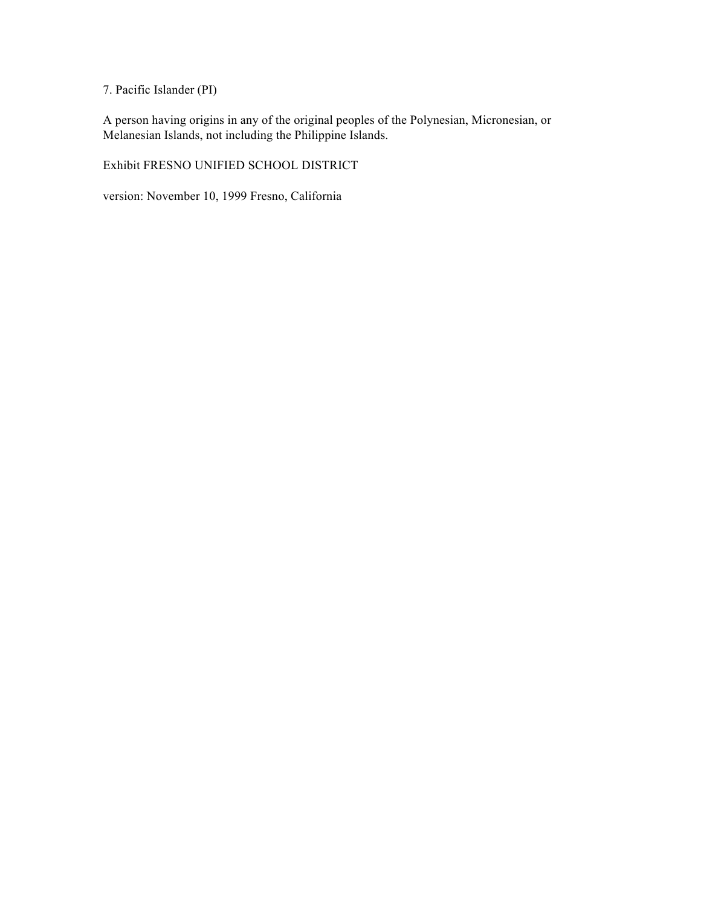7. Pacific Islander (PI)

A person having origins in any of the original peoples of the Polynesian, Micronesian, or Melanesian Islands, not including the Philippine Islands.

Exhibit FRESNO UNIFIED SCHOOL DISTRICT

version: November 10, 1999 Fresno, California